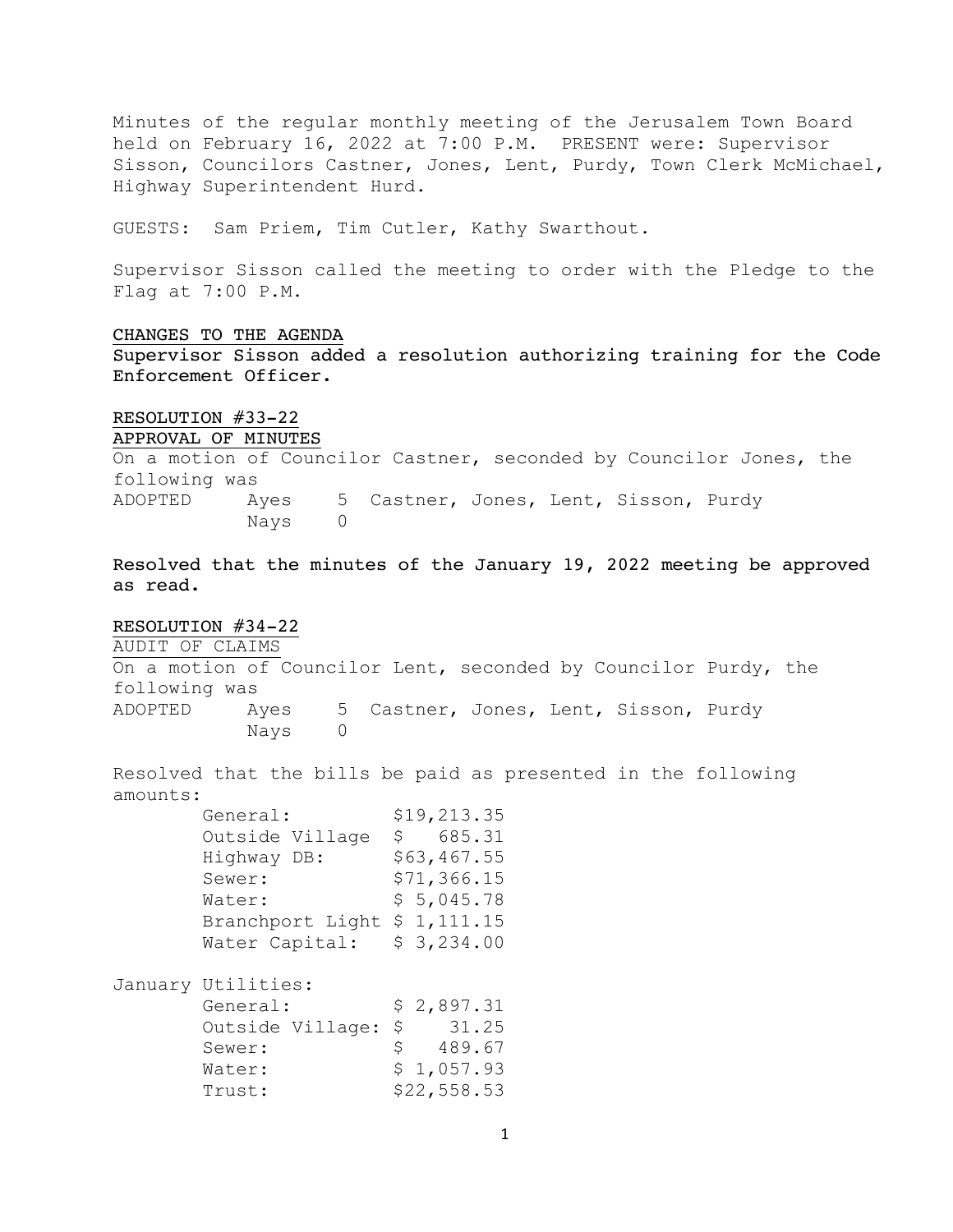Minutes of the regular monthly meeting of the Jerusalem Town Board held on February 16, 2022 at 7:00 P.M. PRESENT were: Supervisor Sisson, Councilors Castner, Jones, Lent, Purdy, Town Clerk McMichael, Highway Superintendent Hurd.

GUESTS: Sam Priem, Tim Cutler, Kathy Swarthout.

Supervisor Sisson called the meeting to order with the Pledge to the Flag at 7:00 P.M.

<u>CHANGES TO THE AGENDA</u>

**Supervisor Sisson added a resolution authorizing training for the Code Enforcement Officer.**

<u>RESOLUTION #33-22</u>

<u>APPROVAL OF MINUTES</u>

On a motion of Councilor Castner, seconded by Councilor Jones, the following was

ADOPTED Ayes 5 Castner, Jones, Lent, Sisson, Purdy
Nays 0

**Resolved that the minutes of the January 19, 2022 meeting be approved as read.**

<u>RESOLUTION #34-22</u>

<u>AUDIT OF CLAIMS</u>

On a motion of Councilor Lent, seconded by Councilor Purdy, the following was

ADOPTED Ayes 5 Castner, Jones, Lent, Sisson, Purdy
Nays 0

Resolved that the bills be paid as presented in the following amounts:

| | |
|---|---|
| General: | $19,213.35 |
| Outside Village | $ 685.31 |
| Highway DB: | $63,467.55 |
| Sewer: | $71,366.15 |
| Water: | $ 5,045.78 |
| Branchport Light | $ 1,111.15 |
| Water Capital: | $ 3,234.00 |

January Utilities:

| | |
|---|---|
| General: | $ 2,897.31 |
| Outside Village: | $ 31.25 |
| Sewer: | $ 489.67 |
| Water: | $ 1,057.93 |
| Trust: | $22,558.53 |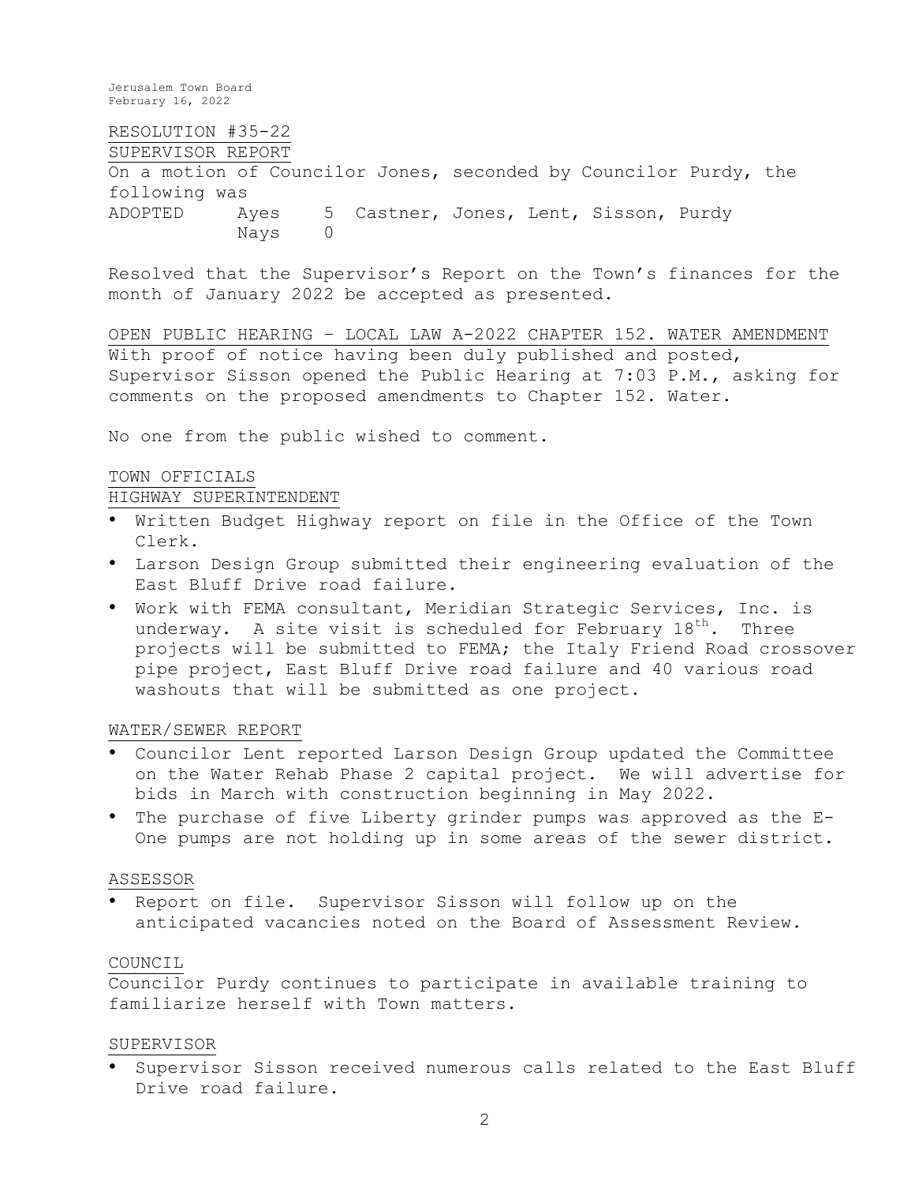RESOLUTION #35-22

SUPERVISOR REPORT

On a motion of Councilor Jones, seconded by Councilor Purdy, the following was

ADOPTED Ayes 5 Castner, Jones, Lent, Sisson, Purdy
Nays 0

Resolved that the Supervisor's Report on the Town's finances for the month of January 2022 be accepted as presented.

OPEN PUBLIC HEARING – LOCAL LAW A-2022 CHAPTER 152. WATER AMENDMENT

With proof of notice having been duly published and posted, Supervisor Sisson opened the Public Hearing at 7:03 P.M., asking for comments on the proposed amendments to Chapter 152. Water.

No one from the public wished to comment.

TOWN OFFICIALS

HIGHWAY SUPERINTENDENT

- Written Budget Highway report on file in the Office of the Town Clerk.
- Larson Design Group submitted their engineering evaluation of the East Bluff Drive road failure.
- Work with FEMA consultant, Meridian Strategic Services, Inc. is underway. A site visit is scheduled for February 18th. Three projects will be submitted to FEMA; the Italy Friend Road crossover pipe project, East Bluff Drive road failure and 40 various road washouts that will be submitted as one project.

WATER/SEWER REPORT

- Councilor Lent reported Larson Design Group updated the Committee on the Water Rehab Phase 2 capital project. We will advertise for bids in March with construction beginning in May 2022.
- The purchase of five Liberty grinder pumps was approved as the E-One pumps are not holding up in some areas of the sewer district.

ASSESSOR

- Report on file. Supervisor Sisson will follow up on the anticipated vacancies noted on the Board of Assessment Review.

COUNCIL

Councilor Purdy continues to participate in available training to familiarize herself with Town matters.

SUPERVISOR

- Supervisor Sisson received numerous calls related to the East Bluff Drive road failure.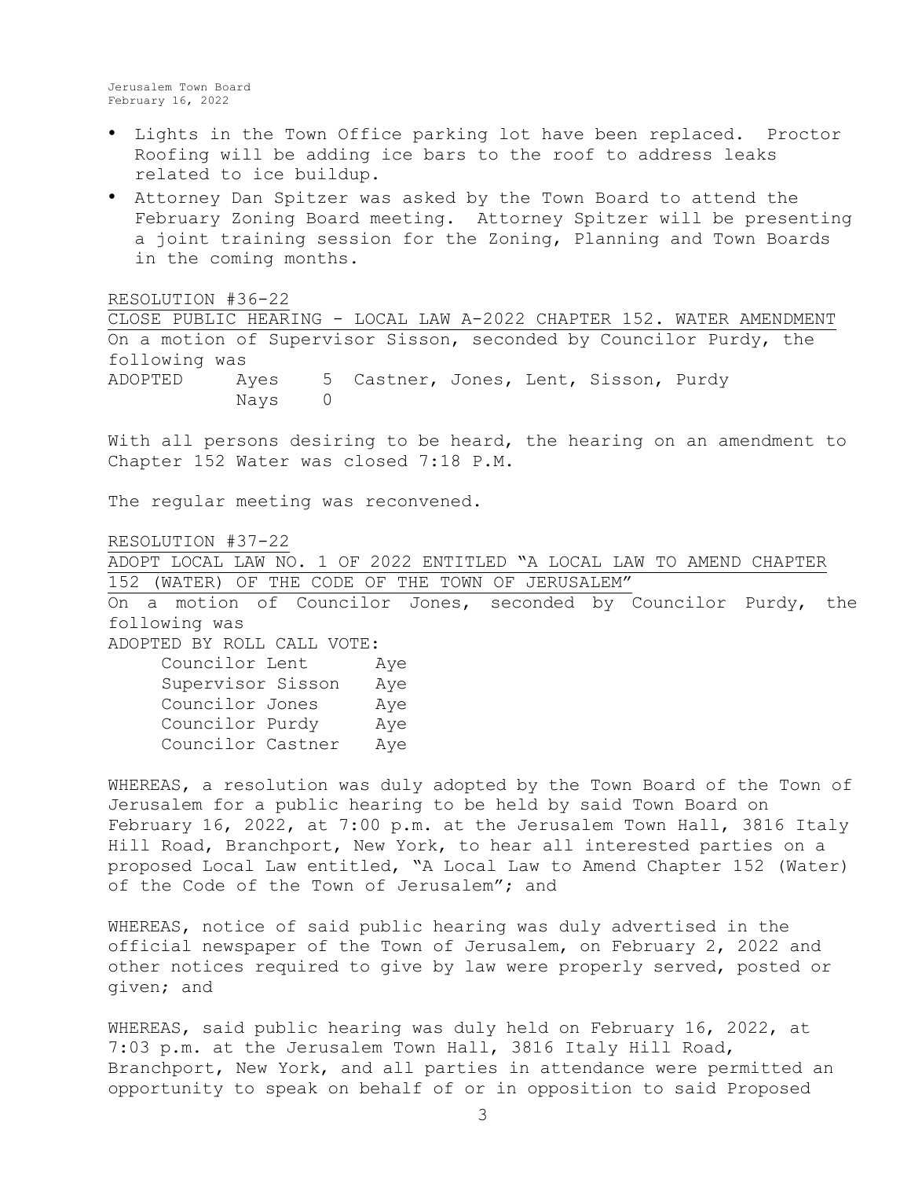- Lights in the Town Office parking lot have been replaced. Proctor Roofing will be adding ice bars to the roof to address leaks related to ice buildup.
- Attorney Dan Spitzer was asked by the Town Board to attend the February Zoning Board meeting. Attorney Spitzer will be presenting a joint training session for the Zoning, Planning and Town Boards in the coming months.

RESOLUTION #36-22

CLOSE PUBLIC HEARING - LOCAL LAW A-2022 CHAPTER 152. WATER AMENDMENT

On a motion of Supervisor Sisson, seconded by Councilor Purdy, the following was

ADOPTED Ayes 5 Castner, Jones, Lent, Sisson, Purdy
Nays 0

With all persons desiring to be heard, the hearing on an amendment to Chapter 152 Water was closed 7:18 P.M.

The regular meeting was reconvened.

RESOLUTION #37-22

ADOPT LOCAL LAW NO. 1 OF 2022 ENTITLED "A LOCAL LAW TO AMEND CHAPTER 152 (WATER) OF THE CODE OF THE TOWN OF JERUSALEM"

On a motion of Councilor Jones, seconded by Councilor Purdy, the following was

ADOPTED BY ROLL CALL VOTE:

Councilor Lent Aye
Supervisor Sisson Aye
Councilor Jones Aye
Councilor Purdy Aye
Councilor Castner Aye

WHEREAS, a resolution was duly adopted by the Town Board of the Town of Jerusalem for a public hearing to be held by said Town Board on February 16, 2022, at 7:00 p.m. at the Jerusalem Town Hall, 3816 Italy Hill Road, Branchport, New York, to hear all interested parties on a proposed Local Law entitled, "A Local Law to Amend Chapter 152 (Water) of the Code of the Town of Jerusalem"; and

WHEREAS, notice of said public hearing was duly advertised in the official newspaper of the Town of Jerusalem, on February 2, 2022 and other notices required to give by law were properly served, posted or given; and

WHEREAS, said public hearing was duly held on February 16, 2022, at 7:03 p.m. at the Jerusalem Town Hall, 3816 Italy Hill Road, Branchport, New York, and all parties in attendance were permitted an opportunity to speak on behalf of or in opposition to said Proposed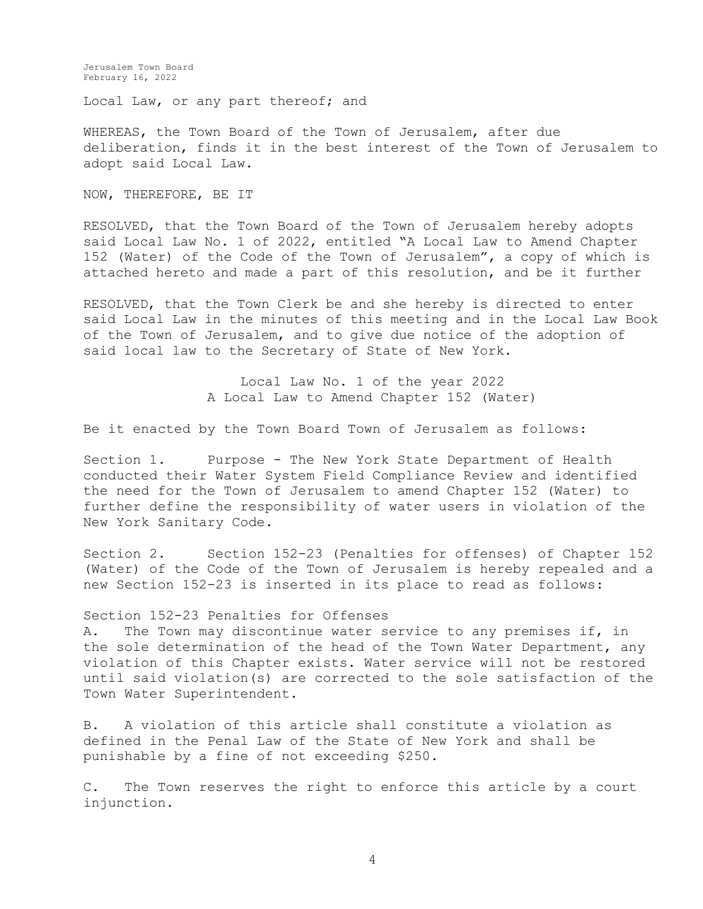Local Law, or any part thereof; and

WHEREAS, the Town Board of the Town of Jerusalem, after due deliberation, finds it in the best interest of the Town of Jerusalem to adopt said Local Law.

NOW, THEREFORE, BE IT

RESOLVED, that the Town Board of the Town of Jerusalem hereby adopts said Local Law No. 1 of 2022, entitled "A Local Law to Amend Chapter 152 (Water) of the Code of the Town of Jerusalem", a copy of which is attached hereto and made a part of this resolution, and be it further

RESOLVED, that the Town Clerk be and she hereby is directed to enter said Local Law in the minutes of this meeting and in the Local Law Book of the Town of Jerusalem, and to give due notice of the adoption of said local law to the Secretary of State of New York.

Local Law No. 1 of the year 2022
A Local Law to Amend Chapter 152 (Water)

Be it enacted by the Town Board Town of Jerusalem as follows:

Section 1. Purpose - The New York State Department of Health conducted their Water System Field Compliance Review and identified the need for the Town of Jerusalem to amend Chapter 152 (Water) to further define the responsibility of water users in violation of the New York Sanitary Code.

Section 2. Section 152-23 (Penalties for offenses) of Chapter 152 (Water) of the Code of the Town of Jerusalem is hereby repealed and a new Section 152-23 is inserted in its place to read as follows:

Section 152-23 Penalties for Offenses

A. The Town may discontinue water service to any premises if, in the sole determination of the head of the Town Water Department, any violation of this Chapter exists. Water service will not be restored until said violation(s) are corrected to the sole satisfaction of the Town Water Superintendent.

B. A violation of this article shall constitute a violation as defined in the Penal Law of the State of New York and shall be punishable by a fine of not exceeding $250.

C. The Town reserves the right to enforce this article by a court injunction.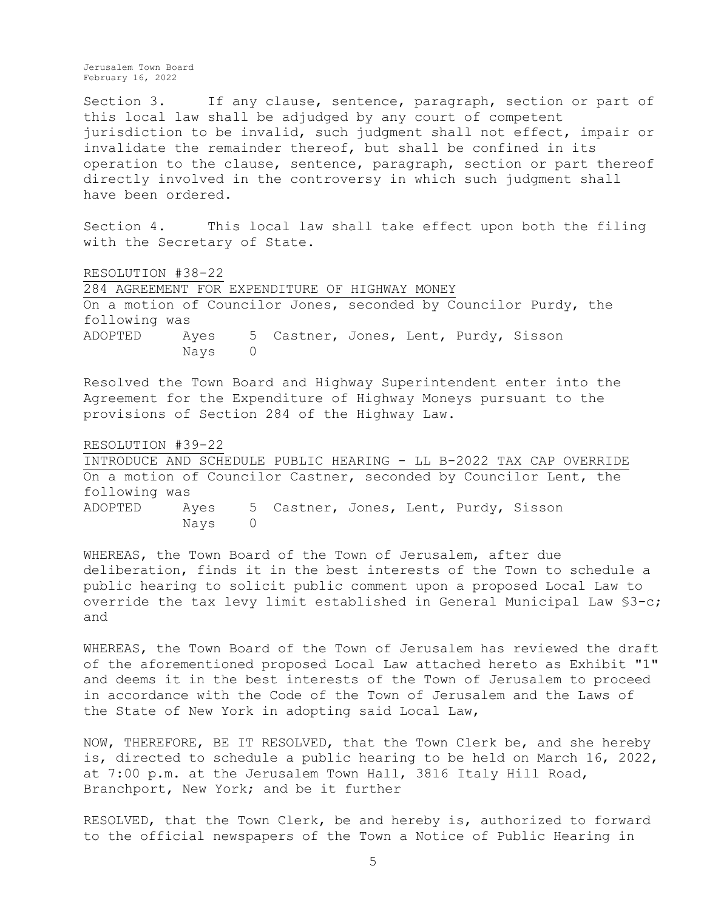Section 3. If any clause, sentence, paragraph, section or part of this local law shall be adjudged by any court of competent jurisdiction to be invalid, such judgment shall not effect, impair or invalidate the remainder thereof, but shall be confined in its operation to the clause, sentence, paragraph, section or part thereof directly involved in the controversy in which such judgment shall have been ordered.

Section 4. This local law shall take effect upon both the filing with the Secretary of State.

RESOLUTION #38-22

284 AGREEMENT FOR EXPENDITURE OF HIGHWAY MONEY

On a motion of Councilor Jones, seconded by Councilor Purdy, the following was

ADOPTED Ayes 5 Castner, Jones, Lent, Purdy, Sisson
Nays 0

Resolved the Town Board and Highway Superintendent enter into the Agreement for the Expenditure of Highway Moneys pursuant to the provisions of Section 284 of the Highway Law.

RESOLUTION #39-22

INTRODUCE AND SCHEDULE PUBLIC HEARING - LL B-2022 TAX CAP OVERRIDE

On a motion of Councilor Castner, seconded by Councilor Lent, the following was

ADOPTED Ayes 5 Castner, Jones, Lent, Purdy, Sisson
Nays 0

WHEREAS, the Town Board of the Town of Jerusalem, after due deliberation, finds it in the best interests of the Town to schedule a public hearing to solicit public comment upon a proposed Local Law to override the tax levy limit established in General Municipal Law §3-c; and

WHEREAS, the Town Board of the Town of Jerusalem has reviewed the draft of the aforementioned proposed Local Law attached hereto as Exhibit "1" and deems it in the best interests of the Town of Jerusalem to proceed in accordance with the Code of the Town of Jerusalem and the Laws of the State of New York in adopting said Local Law,

NOW, THEREFORE, BE IT RESOLVED, that the Town Clerk be, and she hereby is, directed to schedule a public hearing to be held on March 16, 2022, at 7:00 p.m. at the Jerusalem Town Hall, 3816 Italy Hill Road, Branchport, New York; and be it further

RESOLVED, that the Town Clerk, be and hereby is, authorized to forward to the official newspapers of the Town a Notice of Public Hearing in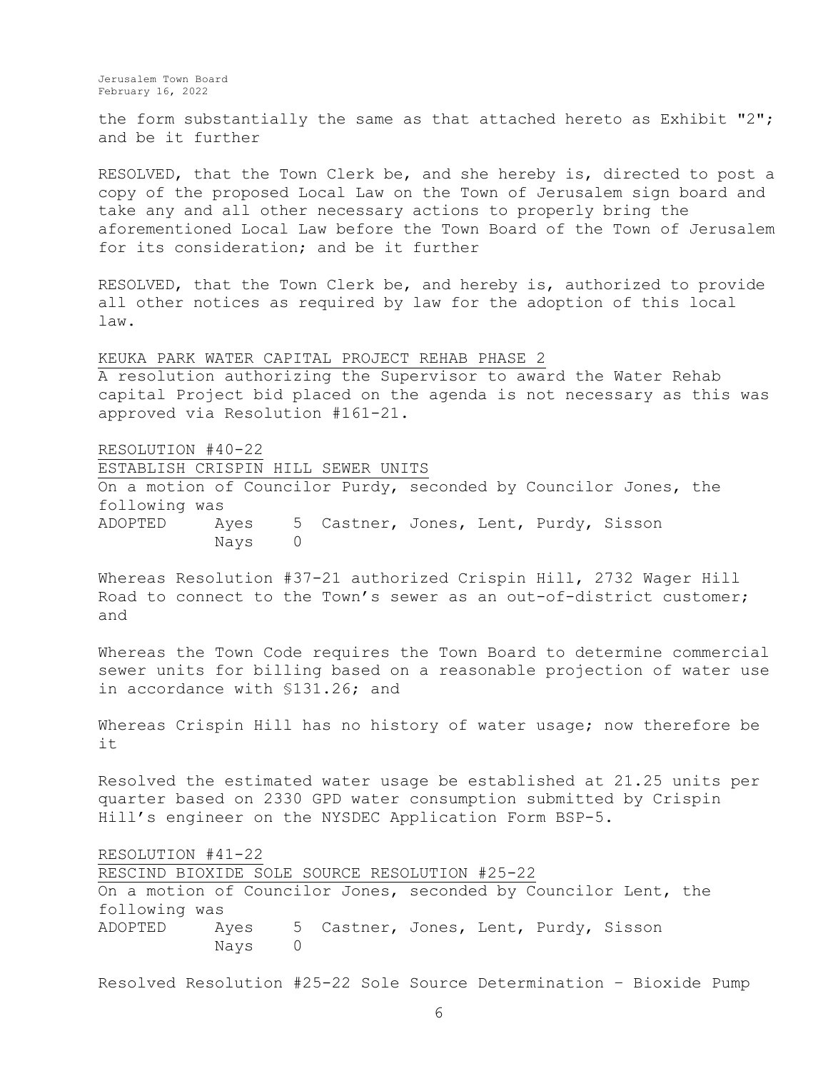the form substantially the same as that attached hereto as Exhibit "2"; and be it further

RESOLVED, that the Town Clerk be, and she hereby is, directed to post a copy of the proposed Local Law on the Town of Jerusalem sign board and take any and all other necessary actions to properly bring the aforementioned Local Law before the Town Board of the Town of Jerusalem for its consideration; and be it further

RESOLVED, that the Town Clerk be, and hereby is, authorized to provide all other notices as required by law for the adoption of this local law.

KEUKA PARK WATER CAPITAL PROJECT REHAB PHASE 2

A resolution authorizing the Supervisor to award the Water Rehab capital Project bid placed on the agenda is not necessary as this was approved via Resolution #161-21.

RESOLUTION #40-22

ESTABLISH CRISPIN HILL SEWER UNITS

On a motion of Councilor Purdy, seconded by Councilor Jones, the following was

ADOPTED Ayes 5 Castner, Jones, Lent, Purdy, Sisson
Nays 0

Whereas Resolution #37-21 authorized Crispin Hill, 2732 Wager Hill Road to connect to the Town's sewer as an out-of-district customer; and

Whereas the Town Code requires the Town Board to determine commercial sewer units for billing based on a reasonable projection of water use in accordance with §131.26; and

Whereas Crispin Hill has no history of water usage; now therefore be it

Resolved the estimated water usage be established at 21.25 units per quarter based on 2330 GPD water consumption submitted by Crispin Hill's engineer on the NYSDEC Application Form BSP-5.

RESOLUTION #41-22

RESCIND BIOXIDE SOLE SOURCE RESOLUTION #25-22

On a motion of Councilor Jones, seconded by Councilor Lent, the following was

ADOPTED Ayes 5 Castner, Jones, Lent, Purdy, Sisson
Nays 0

Resolved Resolution #25-22 Sole Source Determination – Bioxide Pump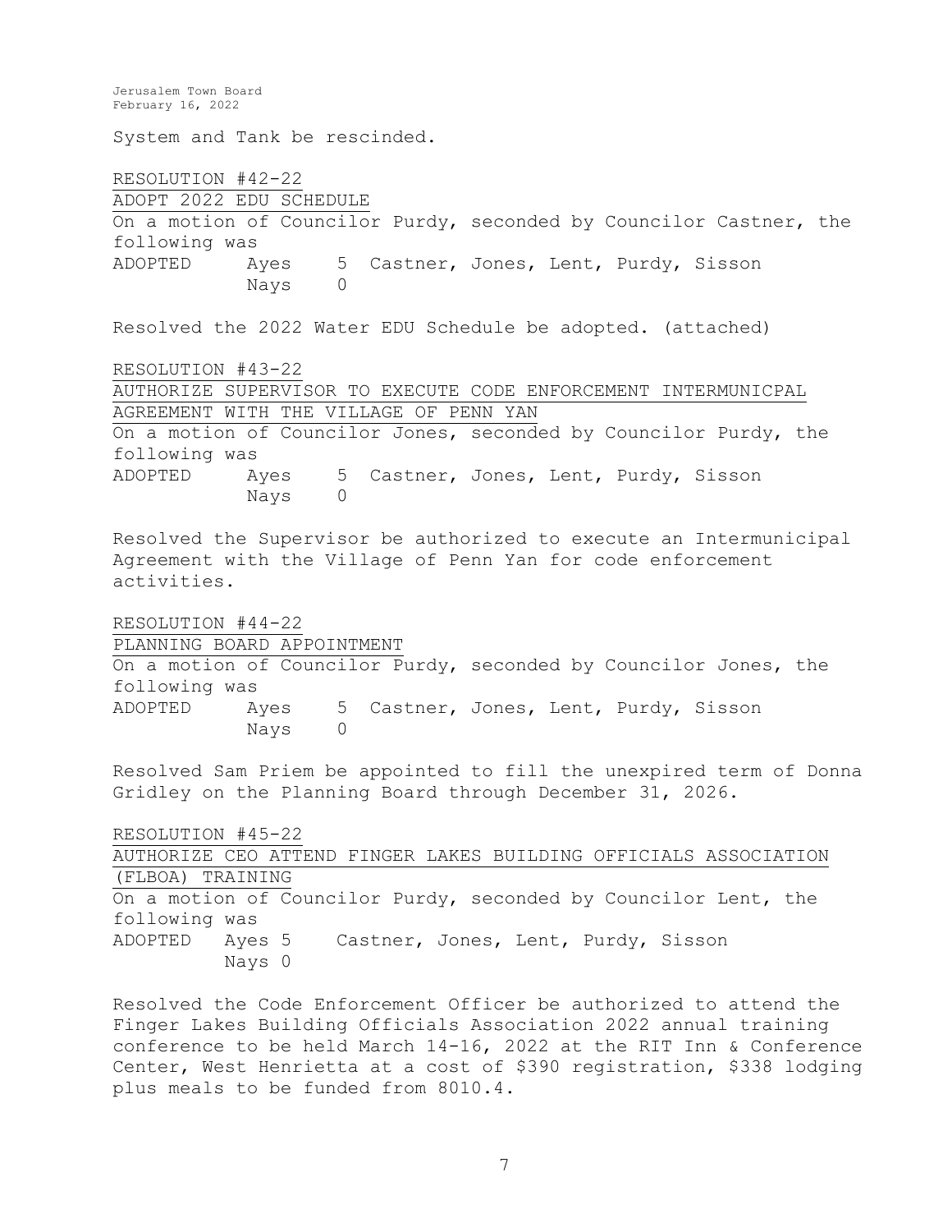System and Tank be rescinded.

RESOLUTION #42-22

ADOPT 2022 EDU SCHEDULE

On a motion of Councilor Purdy, seconded by Councilor Castner, the following was

ADOPTED Ayes 5 Castner, Jones, Lent, Purdy, Sisson
Nays 0

Resolved the 2022 Water EDU Schedule be adopted. (attached)

RESOLUTION #43-22

AUTHORIZE SUPERVISOR TO EXECUTE CODE ENFORCEMENT INTERMUNICPAL AGREEMENT WITH THE VILLAGE OF PENN YAN

On a motion of Councilor Jones, seconded by Councilor Purdy, the following was

ADOPTED Ayes 5 Castner, Jones, Lent, Purdy, Sisson
Nays 0

Resolved the Supervisor be authorized to execute an Intermunicipal Agreement with the Village of Penn Yan for code enforcement activities.

RESOLUTION #44-22

PLANNING BOARD APPOINTMENT

On a motion of Councilor Purdy, seconded by Councilor Jones, the following was

ADOPTED Ayes 5 Castner, Jones, Lent, Purdy, Sisson
Nays 0

Resolved Sam Priem be appointed to fill the unexpired term of Donna Gridley on the Planning Board through December 31, 2026.

RESOLUTION #45-22

AUTHORIZE CEO ATTEND FINGER LAKES BUILDING OFFICIALS ASSOCIATION (FLBOA) TRAINING

On a motion of Councilor Purdy, seconded by Councilor Lent, the following was

ADOPTED Ayes 5 Castner, Jones, Lent, Purdy, Sisson
Nays 0

Resolved the Code Enforcement Officer be authorized to attend the Finger Lakes Building Officials Association 2022 annual training conference to be held March 14-16, 2022 at the RIT Inn & Conference Center, West Henrietta at a cost of $390 registration, $338 lodging plus meals to be funded from 8010.4.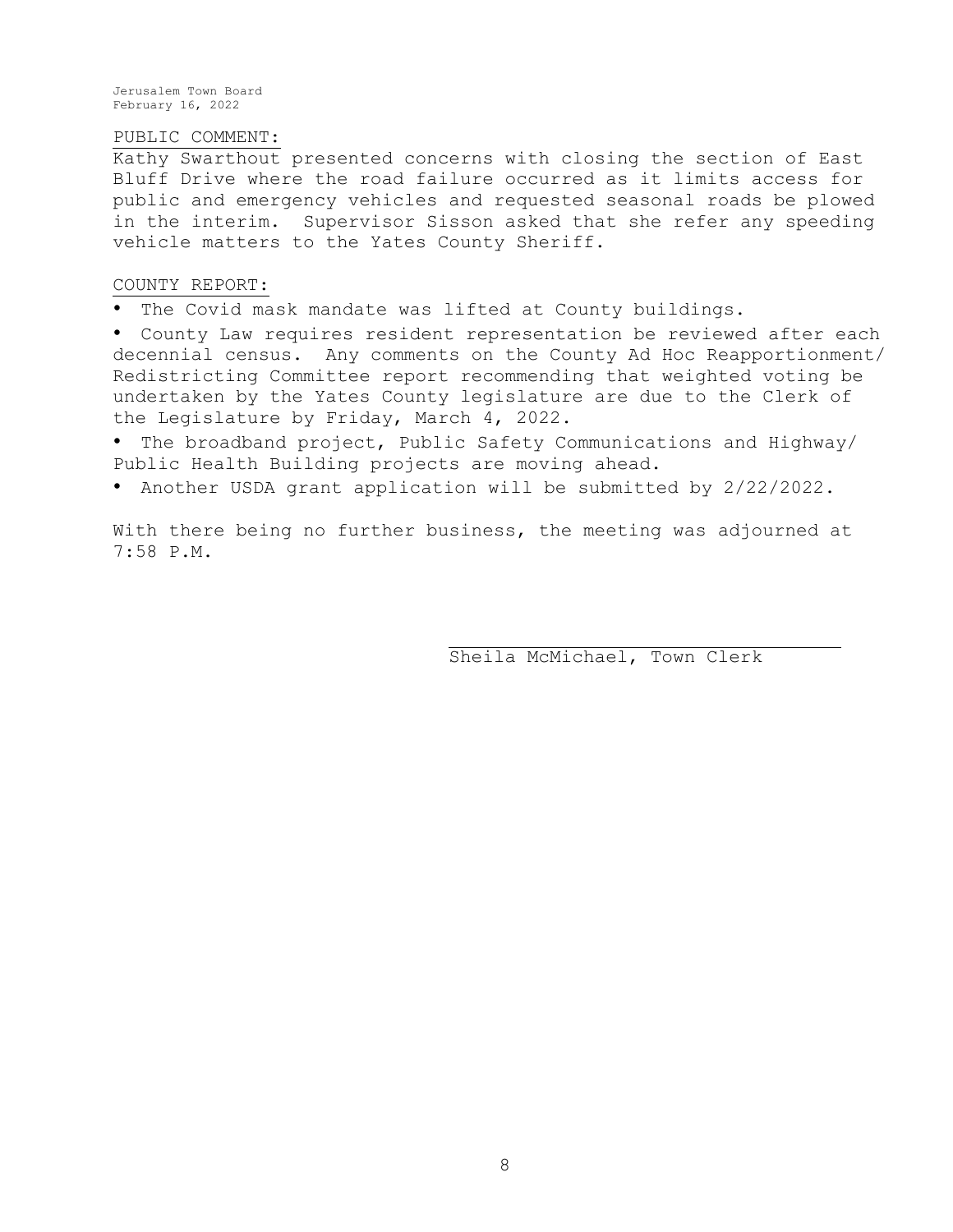PUBLIC COMMENT:

Kathy Swarthout presented concerns with closing the section of East Bluff Drive where the road failure occurred as it limits access for public and emergency vehicles and requested seasonal roads be plowed in the interim. Supervisor Sisson asked that she refer any speeding vehicle matters to the Yates County Sheriff.

COUNTY REPORT:

- The Covid mask mandate was lifted at County buildings.
- County Law requires resident representation be reviewed after each decennial census. Any comments on the County Ad Hoc Reapportionment/ Redistricting Committee report recommending that weighted voting be undertaken by the Yates County legislature are due to the Clerk of the Legislature by Friday, March 4, 2022.
- The broadband project, Public Safety Communications and Highway/ Public Health Building projects are moving ahead.
- Another USDA grant application will be submitted by 2/22/2022.

With there being no further business, the meeting was adjourned at 7:58 P.M.

Sheila McMichael, Town Clerk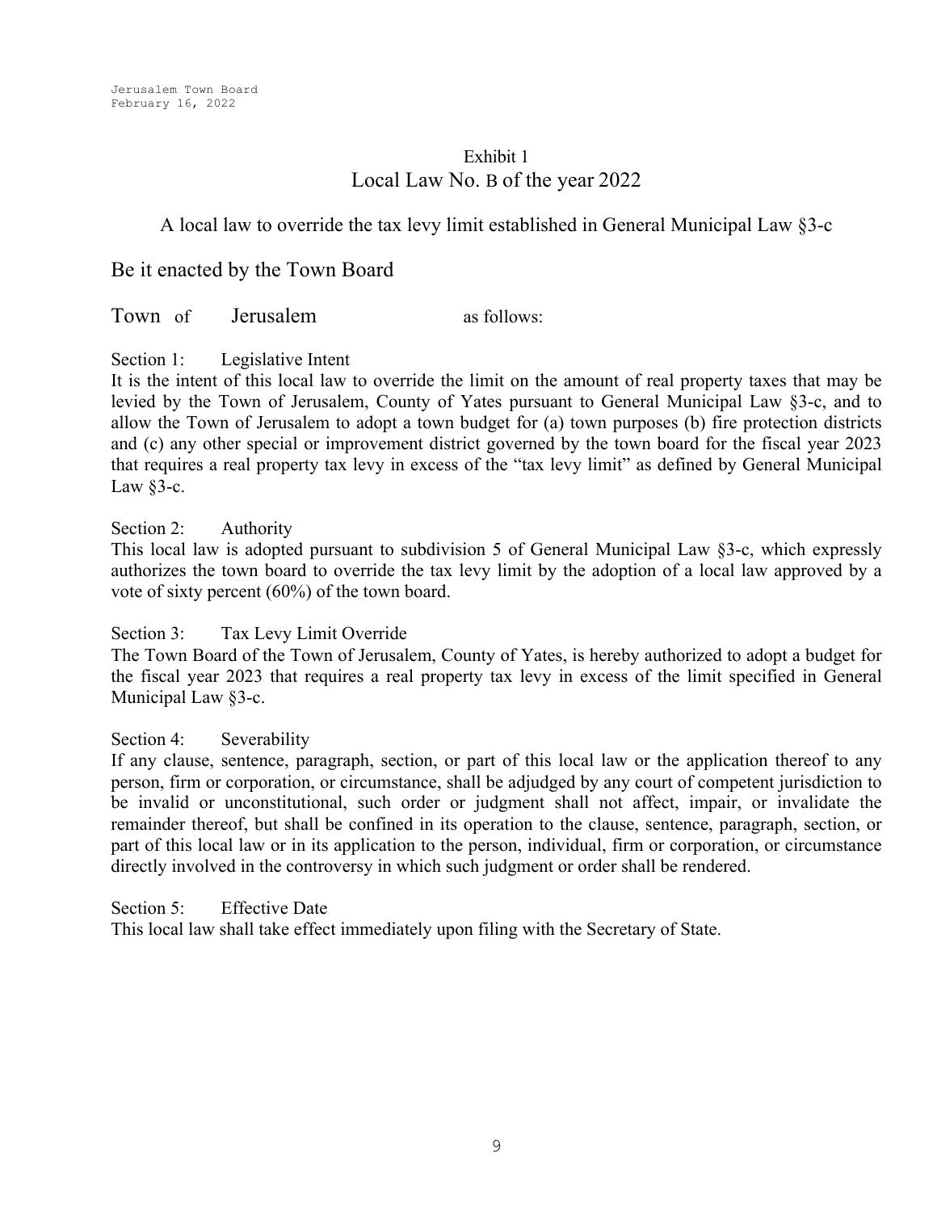Exhibit 1

# Local Law No. B of the year 2022

A local law to override the tax levy limit established in General Municipal Law §3-c

Be it enacted by the Town Board

Town of Jerusalem as follows:

Section 1: Legislative Intent
It is the intent of this local law to override the limit on the amount of real property taxes that may be levied by the Town of Jerusalem, County of Yates pursuant to General Municipal Law §3-c, and to allow the Town of Jerusalem to adopt a town budget for (a) town purposes (b) fire protection districts and (c) any other special or improvement district governed by the town board for the fiscal year 2023 that requires a real property tax levy in excess of the "tax levy limit" as defined by General Municipal Law §3-c.

Section 2: Authority
This local law is adopted pursuant to subdivision 5 of General Municipal Law §3-c, which expressly authorizes the town board to override the tax levy limit by the adoption of a local law approved by a vote of sixty percent (60%) of the town board.

Section 3: Tax Levy Limit Override
The Town Board of the Town of Jerusalem, County of Yates, is hereby authorized to adopt a budget for the fiscal year 2023 that requires a real property tax levy in excess of the limit specified in General Municipal Law §3-c.

Section 4: Severability
If any clause, sentence, paragraph, section, or part of this local law or the application thereof to any person, firm or corporation, or circumstance, shall be adjudged by any court of competent jurisdiction to be invalid or unconstitutional, such order or judgment shall not affect, impair, or invalidate the remainder thereof, but shall be confined in its operation to the clause, sentence, paragraph, section, or part of this local law or in its application to the person, individual, firm or corporation, or circumstance directly involved in the controversy in which such judgment or order shall be rendered.

Section 5: Effective Date
This local law shall take effect immediately upon filing with the Secretary of State.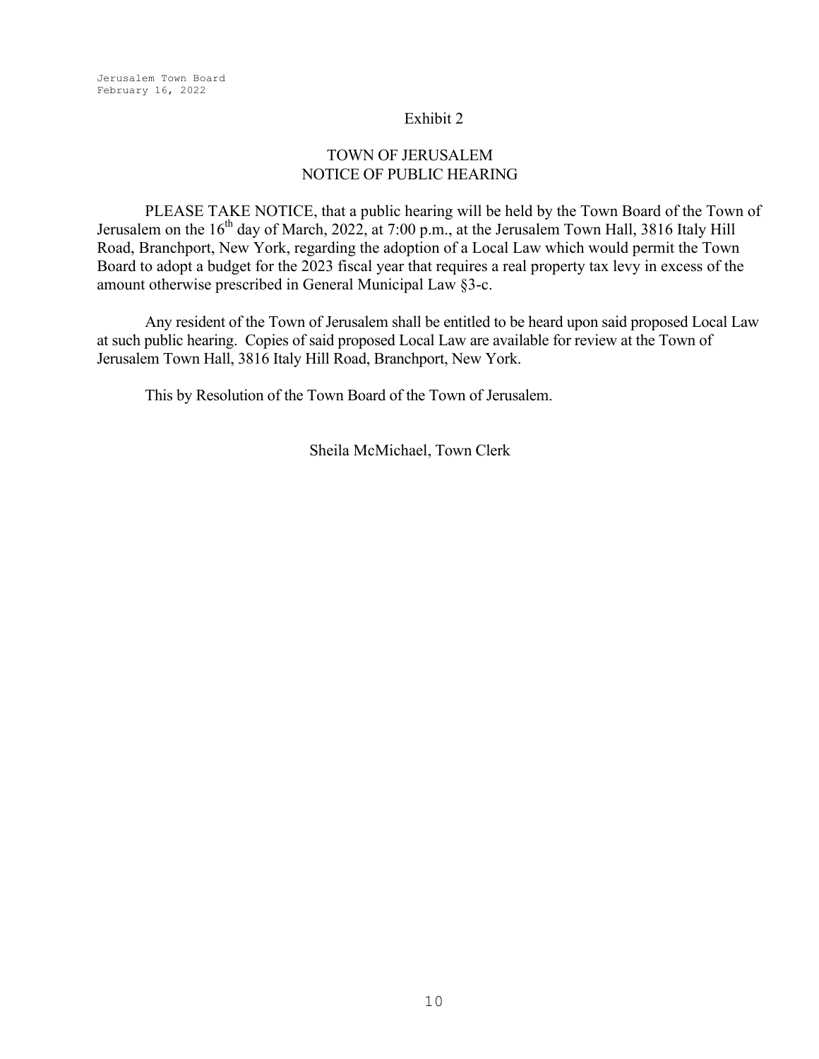Exhibit 2

# TOWN OF JERUSALEM
## NOTICE OF PUBLIC HEARING

PLEASE TAKE NOTICE, that a public hearing will be held by the Town Board of the Town of Jerusalem on the 16th day of March, 2022, at 7:00 p.m., at the Jerusalem Town Hall, 3816 Italy Hill Road, Branchport, New York, regarding the adoption of a Local Law which would permit the Town Board to adopt a budget for the 2023 fiscal year that requires a real property tax levy in excess of the amount otherwise prescribed in General Municipal Law §3-c.

Any resident of the Town of Jerusalem shall be entitled to be heard upon said proposed Local Law at such public hearing. Copies of said proposed Local Law are available for review at the Town of Jerusalem Town Hall, 3816 Italy Hill Road, Branchport, New York.

This by Resolution of the Town Board of the Town of Jerusalem.

Sheila McMichael, Town Clerk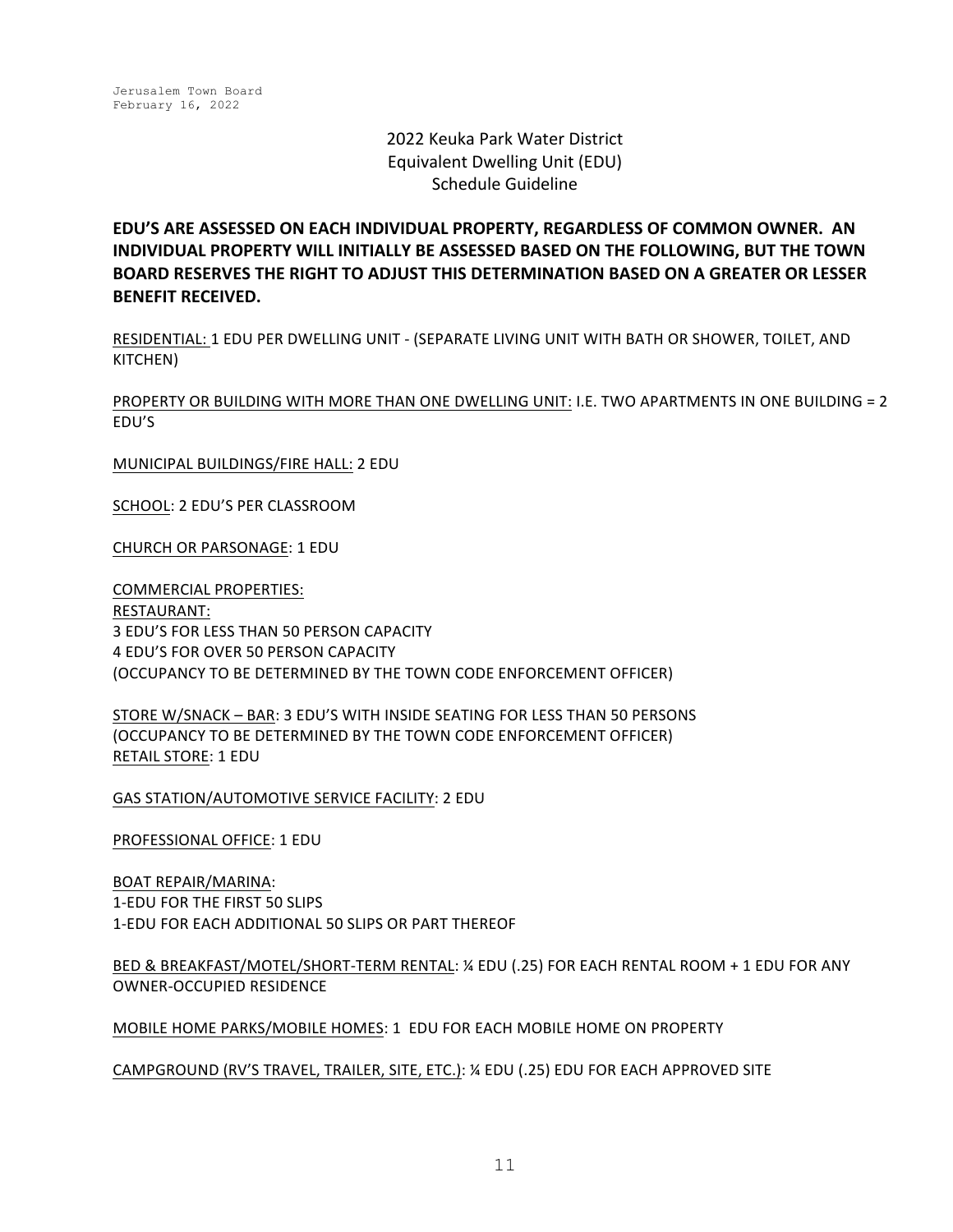2022 Keuka Park Water District
Equivalent Dwelling Unit (EDU)
Schedule Guideline

**EDU'S ARE ASSESSED ON EACH INDIVIDUAL PROPERTY, REGARDLESS OF COMMON OWNER. AN INDIVIDUAL PROPERTY WILL INITIALLY BE ASSESSED BASED ON THE FOLLOWING, BUT THE TOWN BOARD RESERVES THE RIGHT TO ADJUST THIS DETERMINATION BASED ON A GREATER OR LESSER BENEFIT RECEIVED.**

<u>RESIDENTIAL:</u> 1 EDU PER DWELLING UNIT - (SEPARATE LIVING UNIT WITH BATH OR SHOWER, TOILET, AND KITCHEN)

<u>PROPERTY OR BUILDING WITH MORE THAN ONE DWELLING UNIT</u>: I.E. TWO APARTMENTS IN ONE BUILDING = 2 EDU'S

<u>MUNICIPAL BUILDINGS/FIRE HALL:</u> 2 EDU

<u>SCHOOL</u>: 2 EDU'S PER CLASSROOM

<u>CHURCH OR PARSONAGE</u>: 1 EDU

<u>COMMERCIAL PROPERTIES:</u>
<u>RESTAURANT:</u>
3 EDU'S FOR LESS THAN 50 PERSON CAPACITY
4 EDU'S FOR OVER 50 PERSON CAPACITY
(OCCUPANCY TO BE DETERMINED BY THE TOWN CODE ENFORCEMENT OFFICER)

<u>STORE W/SNACK – BAR</u>: 3 EDU'S WITH INSIDE SEATING FOR LESS THAN 50 PERSONS
(OCCUPANCY TO BE DETERMINED BY THE TOWN CODE ENFORCEMENT OFFICER)
<u>RETAIL STORE</u>: 1 EDU

<u>GAS STATION/AUTOMOTIVE SERVICE FACILITY</u>: 2 EDU

<u>PROFESSIONAL OFFICE</u>: 1 EDU

<u>BOAT REPAIR/MARINA</u>:
1-EDU FOR THE FIRST 50 SLIPS
1-EDU FOR EACH ADDITIONAL 50 SLIPS OR PART THEREOF

<u>BED & BREAKFAST/MOTEL/SHORT-TERM RENTAL</u>: ¼ EDU (.25) FOR EACH RENTAL ROOM + 1 EDU FOR ANY OWNER-OCCUPIED RESIDENCE

<u>MOBILE HOME PARKS/MOBILE HOMES</u>: 1 EDU FOR EACH MOBILE HOME ON PROPERTY

<u>CAMPGROUND (RV'S TRAVEL, TRAILER, SITE, ETC.)</u>: ¼ EDU (.25) EDU FOR EACH APPROVED SITE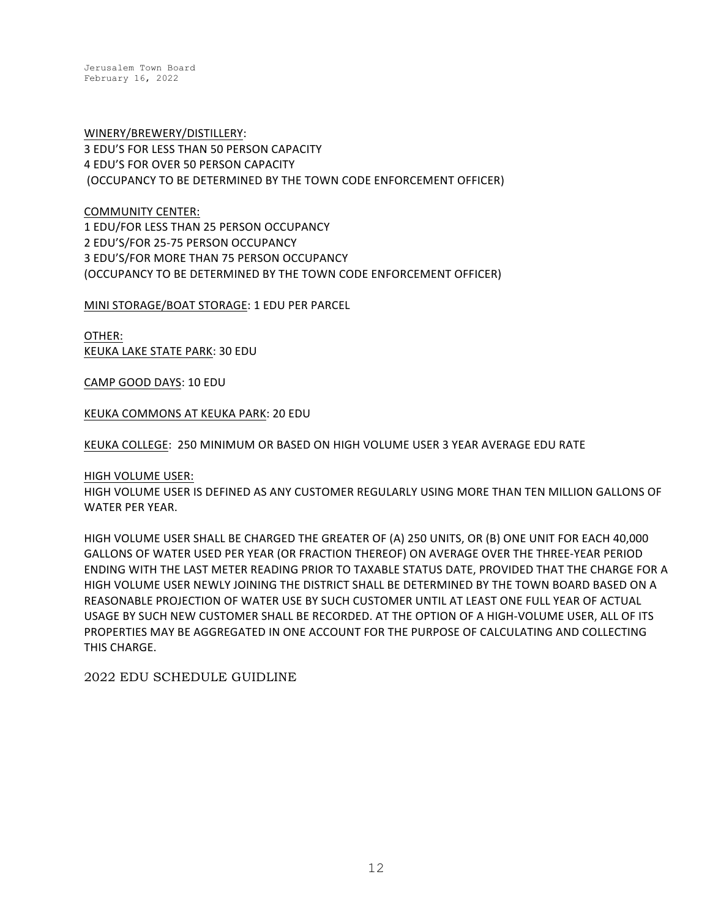WINERY/BREWERY/DISTILLERY:
3 EDU'S FOR LESS THAN 50 PERSON CAPACITY
4 EDU'S FOR OVER 50 PERSON CAPACITY
(OCCUPANCY TO BE DETERMINED BY THE TOWN CODE ENFORCEMENT OFFICER)

COMMUNITY CENTER:
1 EDU/FOR LESS THAN 25 PERSON OCCUPANCY
2 EDU'S/FOR 25-75 PERSON OCCUPANCY
3 EDU'S/FOR MORE THAN 75 PERSON OCCUPANCY
(OCCUPANCY TO BE DETERMINED BY THE TOWN CODE ENFORCEMENT OFFICER)

MINI STORAGE/BOAT STORAGE: 1 EDU PER PARCEL

OTHER:
KEUKA LAKE STATE PARK: 30 EDU

CAMP GOOD DAYS: 10 EDU

KEUKA COMMONS AT KEUKA PARK: 20 EDU

KEUKA COLLEGE: 250 MINIMUM OR BASED ON HIGH VOLUME USER 3 YEAR AVERAGE EDU RATE

HIGH VOLUME USER:
HIGH VOLUME USER IS DEFINED AS ANY CUSTOMER REGULARLY USING MORE THAN TEN MILLION GALLONS OF WATER PER YEAR.

HIGH VOLUME USER SHALL BE CHARGED THE GREATER OF (A) 250 UNITS, OR (B) ONE UNIT FOR EACH 40,000 GALLONS OF WATER USED PER YEAR (OR FRACTION THEREOF) ON AVERAGE OVER THE THREE-YEAR PERIOD ENDING WITH THE LAST METER READING PRIOR TO TAXABLE STATUS DATE, PROVIDED THAT THE CHARGE FOR A HIGH VOLUME USER NEWLY JOINING THE DISTRICT SHALL BE DETERMINED BY THE TOWN BOARD BASED ON A REASONABLE PROJECTION OF WATER USE BY SUCH CUSTOMER UNTIL AT LEAST ONE FULL YEAR OF ACTUAL USAGE BY SUCH NEW CUSTOMER SHALL BE RECORDED. AT THE OPTION OF A HIGH-VOLUME USER, ALL OF ITS PROPERTIES MAY BE AGGREGATED IN ONE ACCOUNT FOR THE PURPOSE OF CALCULATING AND COLLECTING THIS CHARGE.

2022 EDU SCHEDULE GUIDLINE